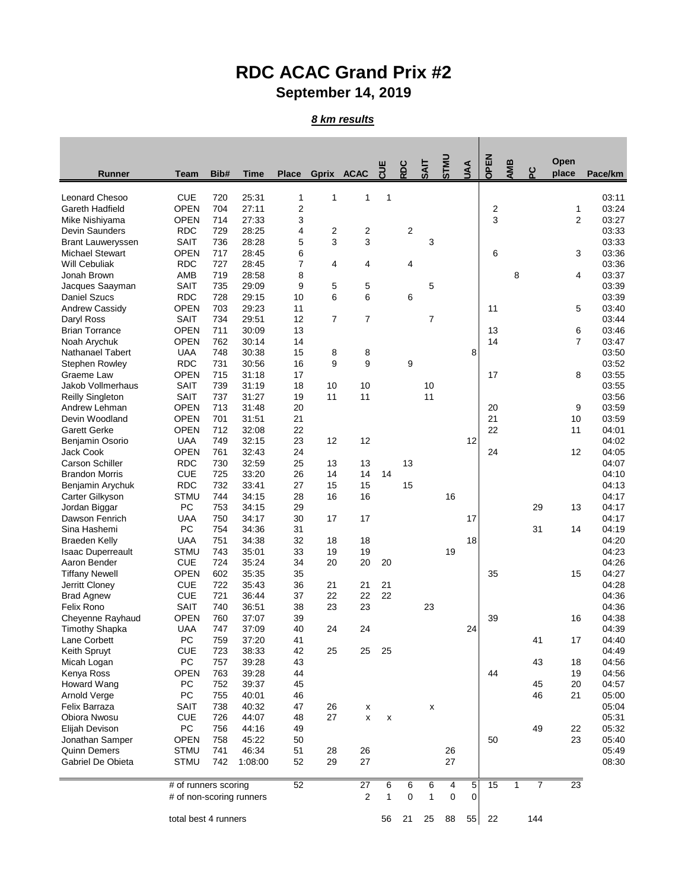# RDC ACAC Grand Prix #2

## September 14, 2019

***8 km results***

| Runner | Team | Bib# | Time | Place | Gprix | ACAC | CUE | RDC | SAIT | STMU | UAA | OPEN | AMB | PC | Open place | Pace/km |
|---|---|---|---|---|---|---|---|---|---|---|---|---|---|---|---|---|
| Leonard Chesoo | CUE | 720 | 25:31 | 1 | 1 | 1 | 1 | | | | | | | | | 03:11 |
| Gareth Hadfield | OPEN | 704 | 27:11 | 2 | | | | | | | | 2 | | | 1 | 03:24 |
| Mike Nishiyama | OPEN | 714 | 27:33 | 3 | | | | | | | | 3 | | | 2 | 03:27 |
| Devin Saunders | RDC | 729 | 28:25 | 4 | 2 | 2 | | 2 | | | | | | | | 03:33 |
| Brant Lauweryssen | SAIT | 736 | 28:28 | 5 | 3 | 3 | | | 3 | | | | | | | 03:33 |
| Michael Stewart | OPEN | 717 | 28:45 | 6 | | | | | | | | 6 | | | 3 | 03:36 |
| Will Cebuliak | RDC | 727 | 28:45 | 7 | 4 | 4 | | 4 | | | | | | | | 03:36 |
| Jonah Brown | AMB | 719 | 28:58 | 8 | | | | | | | | | 8 | | 4 | 03:37 |
| Jacques Saayman | SAIT | 735 | 29:09 | 9 | 5 | 5 | | | 5 | | | | | | | 03:39 |
| Daniel Szucs | RDC | 728 | 29:15 | 10 | 6 | 6 | | 6 | | | | | | | | 03:39 |
| Andrew Cassidy | OPEN | 703 | 29:23 | 11 | | | | | | | | 11 | | | 5 | 03:40 |
| Daryl Ross | SAIT | 734 | 29:51 | 12 | 7 | 7 | | | 7 | | | | | | | 03:44 |
| Brian Torrance | OPEN | 711 | 30:09 | 13 | | | | | | | | 13 | | | 6 | 03:46 |
| Noah Arychuk | OPEN | 762 | 30:14 | 14 | | | | | | | | 14 | | | 7 | 03:47 |
| Nathanael Tabert | UAA | 748 | 30:38 | 15 | 8 | 8 | | | | | 8 | | | | | 03:50 |
| Stephen Rowley | RDC | 731 | 30:56 | 16 | 9 | 9 | | 9 | | | | | | | | 03:52 |
| Graeme Law | OPEN | 715 | 31:18 | 17 | | | | | | | | 17 | | | 8 | 03:55 |
| Jakob Vollmerhaus | SAIT | 739 | 31:19 | 18 | 10 | 10 | | | 10 | | | | | | | 03:55 |
| Reilly Singleton | SAIT | 737 | 31:27 | 19 | 11 | 11 | | | 11 | | | | | | | 03:56 |
| Andrew Lehman | OPEN | 713 | 31:48 | 20 | | | | | | | | 20 | | | 9 | 03:59 |
| Devin Woodland | OPEN | 701 | 31:51 | 21 | | | | | | | | 21 | | | 10 | 03:59 |
| Garett Gerke | OPEN | 712 | 32:08 | 22 | | | | | | | | 22 | | | 11 | 04:01 |
| Benjamin Osorio | UAA | 749 | 32:15 | 23 | 12 | 12 | | | | | 12 | | | | | 04:02 |
| Jack Cook | OPEN | 761 | 32:43 | 24 | | | | | | | | 24 | | | 12 | 04:05 |
| Carson Schiller | RDC | 730 | 32:59 | 25 | 13 | 13 | | 13 | | | | | | | | 04:07 |
| Brandon Morris | CUE | 725 | 33:20 | 26 | 14 | 14 | 14 | | | | | | | | | 04:10 |
| Benjamin Arychuk | RDC | 732 | 33:41 | 27 | 15 | 15 | | 15 | | | | | | | | 04:13 |
| Carter Gilkyson | STMU | 744 | 34:15 | 28 | 16 | 16 | | | | 16 | | | | | | 04:17 |
| Jordan Biggar | PC | 753 | 34:15 | 29 | | | | | | | | | | 29 | 13 | 04:17 |
| Dawson Fenrich | UAA | 750 | 34:17 | 30 | 17 | 17 | | | | | 17 | | | | | 04:17 |
| Sina Hashemi | PC | 754 | 34:36 | 31 | | | | | | | | | | 31 | 14 | 04:19 |
| Braeden Kelly | UAA | 751 | 34:38 | 32 | 18 | 18 | | | | | 18 | | | | | 04:20 |
| Isaac Duperreault | STMU | 743 | 35:01 | 33 | 19 | 19 | | | | 19 | | | | | | 04:23 |
| Aaron Bender | CUE | 724 | 35:24 | 34 | 20 | 20 | 20 | | | | | | | | | 04:26 |
| Tiffany Newell | OPEN | 602 | 35:35 | 35 | | | | | | | | 35 | | | 15 | 04:27 |
| Jerritt Cloney | CUE | 722 | 35:43 | 36 | 21 | 21 | 21 | | | | | | | | | 04:28 |
| Brad Agnew | CUE | 721 | 36:44 | 37 | 22 | 22 | 22 | | | | | | | | | 04:36 |
| Felix Rono | SAIT | 740 | 36:51 | 38 | 23 | 23 | | | 23 | | | | | | | 04:36 |
| Cheyenne Rayhaud | OPEN | 760 | 37:07 | 39 | | | | | | | | 39 | | | 16 | 04:38 |
| Timothy Shapka | UAA | 747 | 37:09 | 40 | 24 | 24 | | | | | 24 | | | | | 04:39 |
| Lane Corbett | PC | 759 | 37:20 | 41 | | | | | | | | | | 41 | 17 | 04:40 |
| Keith Spruyt | CUE | 723 | 38:33 | 42 | 25 | 25 | 25 | | | | | | | | | 04:49 |
| Micah Logan | PC | 757 | 39:28 | 43 | | | | | | | | | | 43 | 18 | 04:56 |
| Kenya Ross | OPEN | 763 | 39:28 | 44 | | | | | | | | 44 | | | 19 | 04:56 |
| Howard Wang | PC | 752 | 39:37 | 45 | | | | | | | | | | 45 | 20 | 04:57 |
| Arnold Verge | PC | 755 | 40:01 | 46 | | | | | | | | | | 46 | 21 | 05:00 |
| Felix Barraza | SAIT | 738 | 40:32 | 47 | 26 | x | | | x | | | | | | | 05:04 |
| Obiora Nwosu | CUE | 726 | 44:07 | 48 | 27 | x | x | | | | | | | | | 05:31 |
| Elijah Devison | PC | 756 | 44:16 | 49 | | | | | | | | | | 49 | 22 | 05:32 |
| Jonathan Samper | OPEN | 758 | 45:22 | 50 | | | | | | | | 50 | | | 23 | 05:40 |
| Quinn Demers | STMU | 741 | 46:34 | 51 | 28 | 26 | | | | 26 | | | | | | 05:49 |
| Gabriel De Obieta | STMU | 742 | 1:08:00 | 52 | 29 | 27 | | | | 27 | | | | | | 08:30 |
| | # of runners scoring | | | 52 | | 27 | 6 | 6 | 6 | 4 | 5 | 15 | 1 | 7 | 23 | |
| | # of non-scoring runners | | | | | 2 | 1 | 0 | 1 | 0 | 0 | | | | | |
| | total best 4 runners | | | | | | 56 | 21 | 25 | 88 | 55 | 22 | | 144 | | |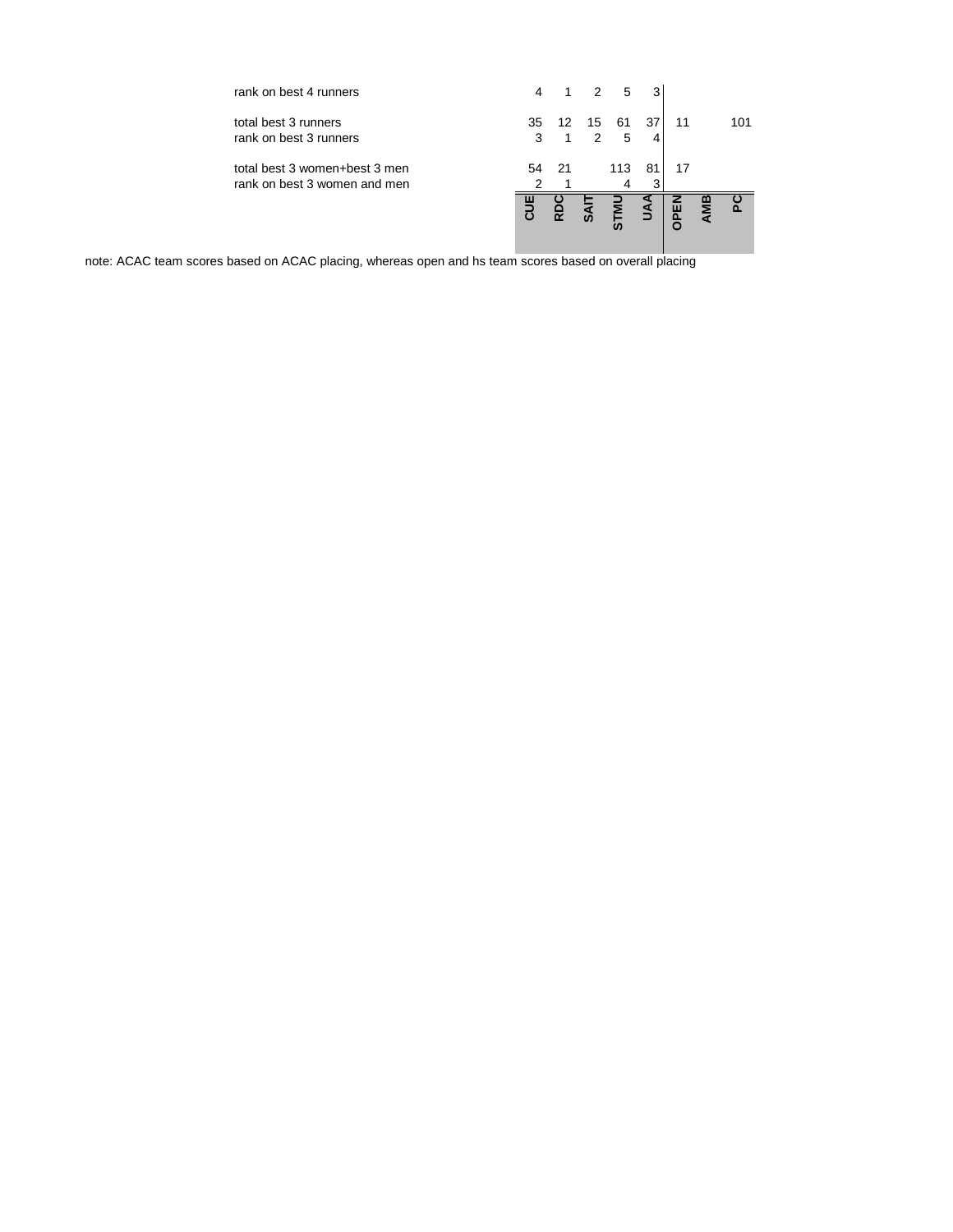| | CUE | RDC | SAIT | STMU | UAA | OPEN | AMB | PC |
|---|---|---|---|---|---|---|---|---|
| rank on best 4 runners | 4 | 1 | 2 | 5 | 3 | | | |
| total best 3 runners | 35 | 12 | 15 | 61 | 37 | 11 | | 101 |
| rank on best 3 runners | 3 | 1 | 2 | 5 | 4 | | | |
| total best 3 women+best 3 men | 54 | 21 | | 113 | 81 | 17 | | |
| rank on best 3 women and men | 2 | 1 | | 4 | 3 | | | |

note: ACAC team scores based on ACAC placing, whereas open and hs team scores based on overall placing